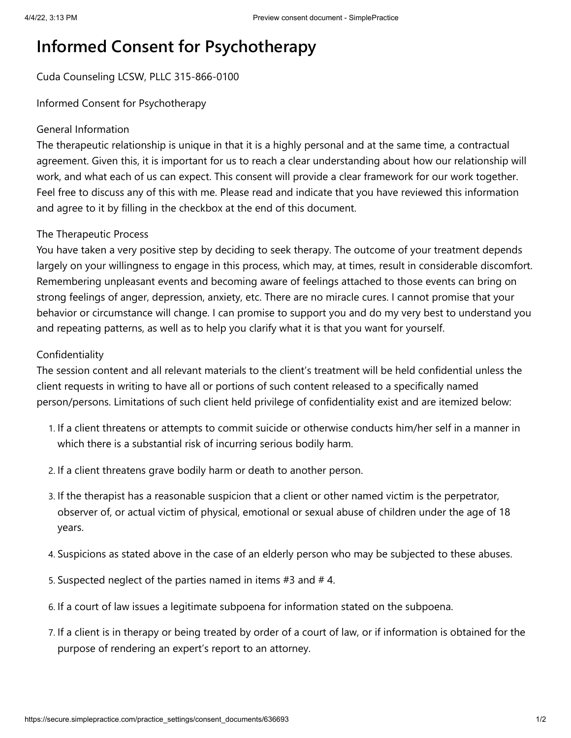# Informed Consent for Psychotherapy

Cuda Counseling LCSW, PLLC 315-866-0100

Informed Consent for Psychotherapy

General Information

The therapeutic relationship is unique in that it is a highly personal and at the same time, a contractual agreement. Given this, it is important for us to reach a clear understanding about how our relationship will work, and what each of us can expect. This consent will provide a clear framework for our work together. Feel free to discuss any of this with me. Please read and indicate that you have reviewed this information and agree to it by filling in the checkbox at the end of this document.

The Therapeutic Process

You have taken a very positive step by deciding to seek therapy. The outcome of your treatment depends largely on your willingness to engage in this process, which may, at times, result in considerable discomfort. Remembering unpleasant events and becoming aware of feelings attached to those events can bring on strong feelings of anger, depression, anxiety, etc. There are no miracle cures. I cannot promise that your behavior or circumstance will change. I can promise to support you and do my very best to understand you and repeating patterns, as well as to help you clarify what it is that you want for yourself.

Confidentiality

The session content and all relevant materials to the client's treatment will be held confidential unless the client requests in writing to have all or portions of such content released to a specifically named person/persons. Limitations of such client held privilege of confidentiality exist and are itemized below:

1. If a client threatens or attempts to commit suicide or otherwise conducts him/her self in a manner in which there is a substantial risk of incurring serious bodily harm.
2. If a client threatens grave bodily harm or death to another person.
3. If the therapist has a reasonable suspicion that a client or other named victim is the perpetrator, observer of, or actual victim of physical, emotional or sexual abuse of children under the age of 18 years.
4. Suspicions as stated above in the case of an elderly person who may be subjected to these abuses.
5. Suspected neglect of the parties named in items #3 and # 4.
6. If a court of law issues a legitimate subpoena for information stated on the subpoena.
7. If a client is in therapy or being treated by order of a court of law, or if information is obtained for the purpose of rendering an expert's report to an attorney.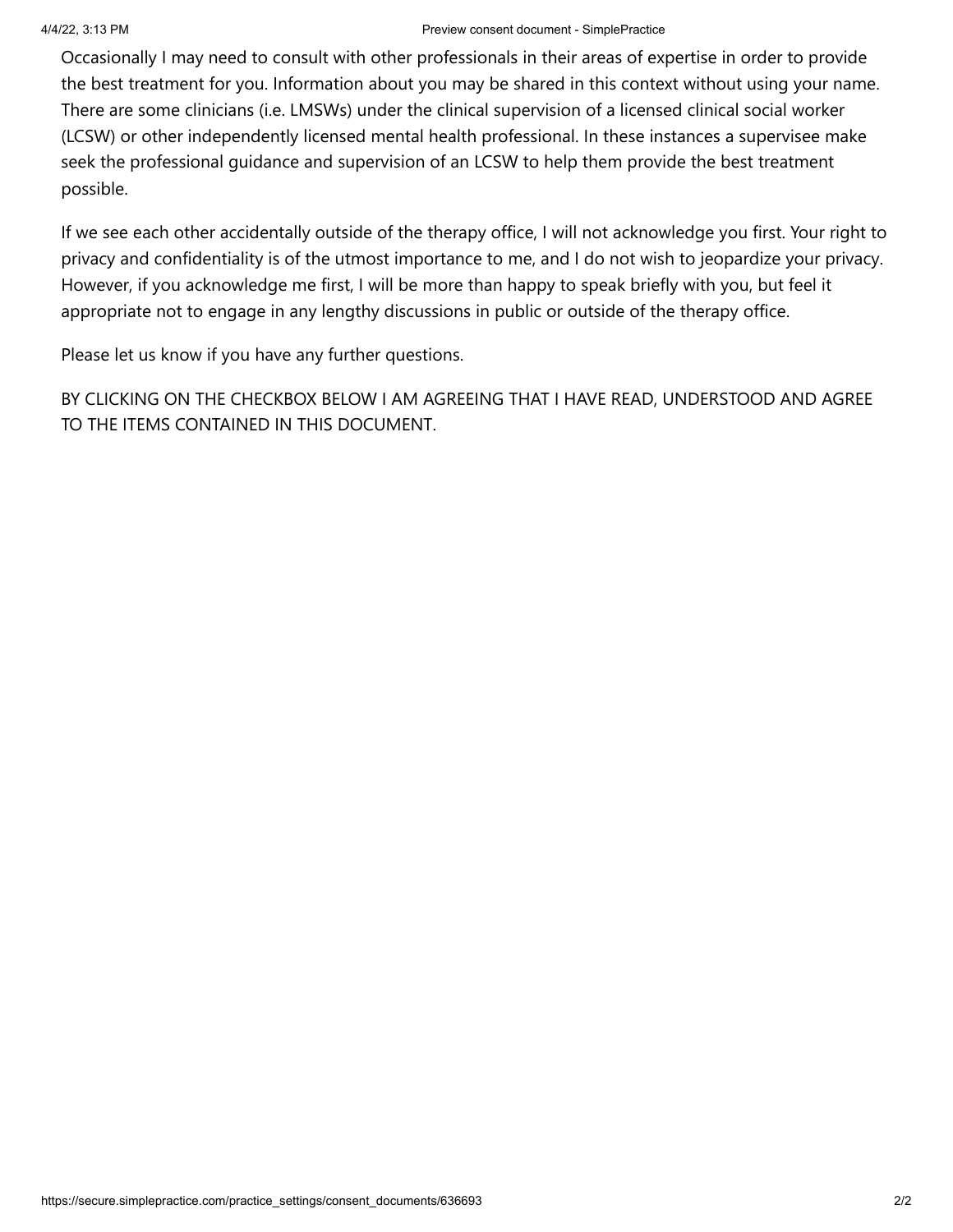Occasionally I may need to consult with other professionals in their areas of expertise in order to provide the best treatment for you. Information about you may be shared in this context without using your name. There are some clinicians (i.e. LMSWs) under the clinical supervision of a licensed clinical social worker (LCSW) or other independently licensed mental health professional. In these instances a supervisee make seek the professional guidance and supervision of an LCSW to help them provide the best treatment possible.

If we see each other accidentally outside of the therapy office, I will not acknowledge you first. Your right to privacy and confidentiality is of the utmost importance to me, and I do not wish to jeopardize your privacy. However, if you acknowledge me first, I will be more than happy to speak briefly with you, but feel it appropriate not to engage in any lengthy discussions in public or outside of the therapy office.

Please let us know if you have any further questions.

BY CLICKING ON THE CHECKBOX BELOW I AM AGREEING THAT I HAVE READ, UNDERSTOOD AND AGREE TO THE ITEMS CONTAINED IN THIS DOCUMENT.